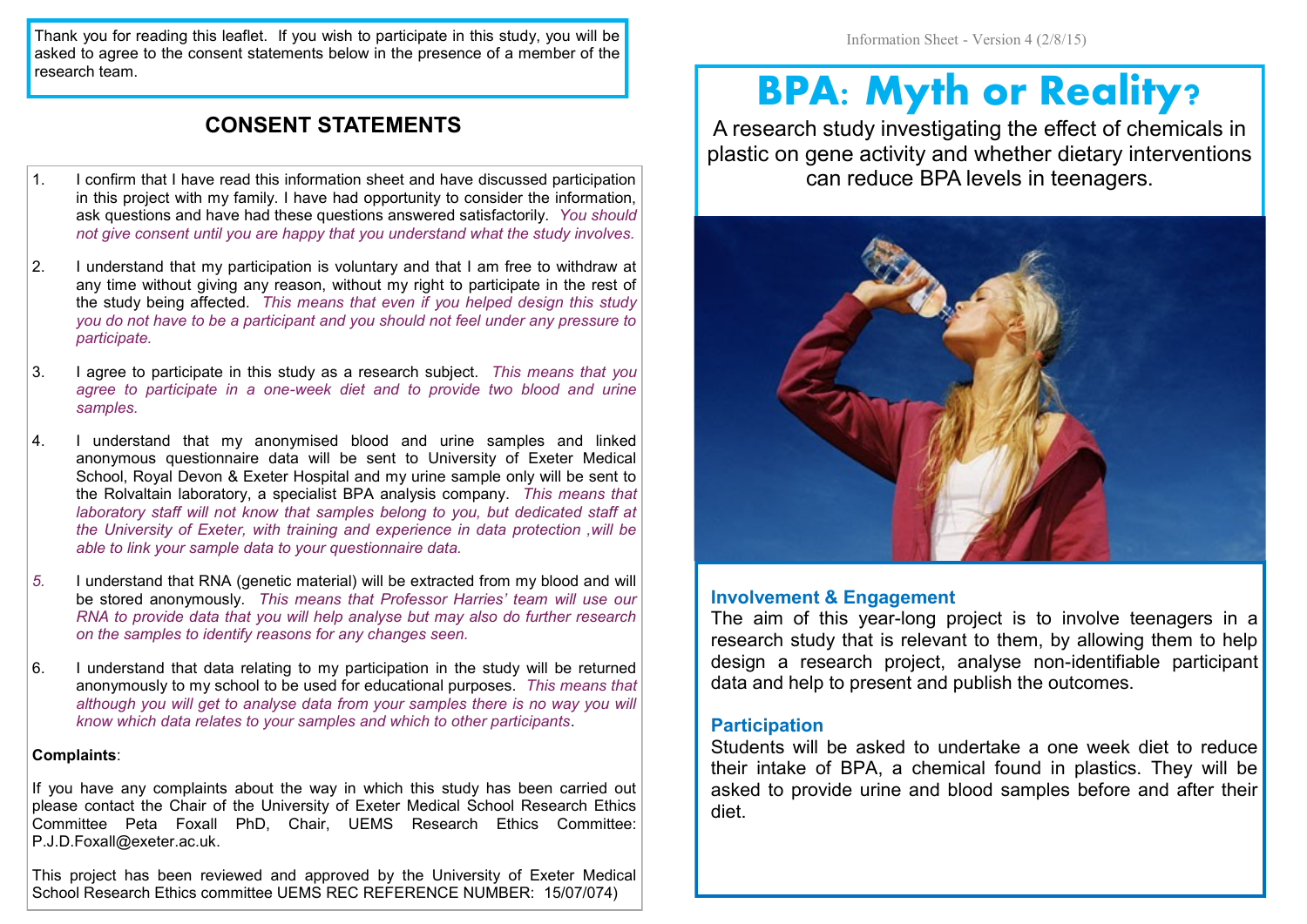Thank you for reading this leaflet. If you wish to participate in this study, you will be asked to agree to the consent statements below in the presence of a member of the research team.

## CONSENT STATEMENTS

1. I confirm that I have read this information sheet and have discussed participation in this project with my family. I have had opportunity to consider the information, ask questions and have had these questions answered satisfactorily. *You should not give consent until you are happy that you understand what the study involves.*

2. I understand that my participation is voluntary and that I am free to withdraw at any time without giving any reason, without my right to participate in the rest of the study being affected. *This means that even if you helped design this study you do not have to be a participant and you should not feel under any pressure to participate.*

3. I agree to participate in this study as a research subject. *This means that you agree to participate in a one-week diet and to provide two blood and urine samples.*

4. I understand that my anonymised blood and urine samples and linked anonymous questionnaire data will be sent to University of Exeter Medical School, Royal Devon & Exeter Hospital and my urine sample only will be sent to the Rolvaltain laboratory, a specialist BPA analysis company. *This means that laboratory staff will not know that samples belong to you, but dedicated staff at the University of Exeter, with training and experience in data protection ,will be able to link your sample data to your questionnaire data.*

5. I understand that RNA (genetic material) will be extracted from my blood and will be stored anonymously. *This means that Professor Harries' team will use our RNA to provide data that you will help analyse but may also do further research on the samples to identify reasons for any changes seen.*

6. I understand that data relating to my participation in the study will be returned anonymously to my school to be used for educational purposes. *This means that although you will get to analyse data from your samples there is no way you will know which data relates to your samples and which to other participants*.

**Complaints**:

If you have any complaints about the way in which this study has been carried out please contact the Chair of the University of Exeter Medical School Research Ethics Committee Peta Foxall PhD, Chair, UEMS Research Ethics Committee: P.J.D.Foxall@exeter.ac.uk.

This project has been reviewed and approved by the University of Exeter Medical School Research Ethics committee UEMS REC REFERENCE NUMBER: 15/07/074)

Information Sheet - Version 4 (2/8/15)

# BPA: Myth or Reality?

A research study investigating the effect of chemicals in plastic on gene activity and whether dietary interventions can reduce BPA levels in teenagers.

### Involvement & Engagement

The aim of this year-long project is to involve teenagers in a research study that is relevant to them, by allowing them to help design a research project, analyse non-identifiable participant data and help to present and publish the outcomes.

### Participation

Students will be asked to undertake a one week diet to reduce their intake of BPA, a chemical found in plastics. They will be asked to provide urine and blood samples before and after their diet.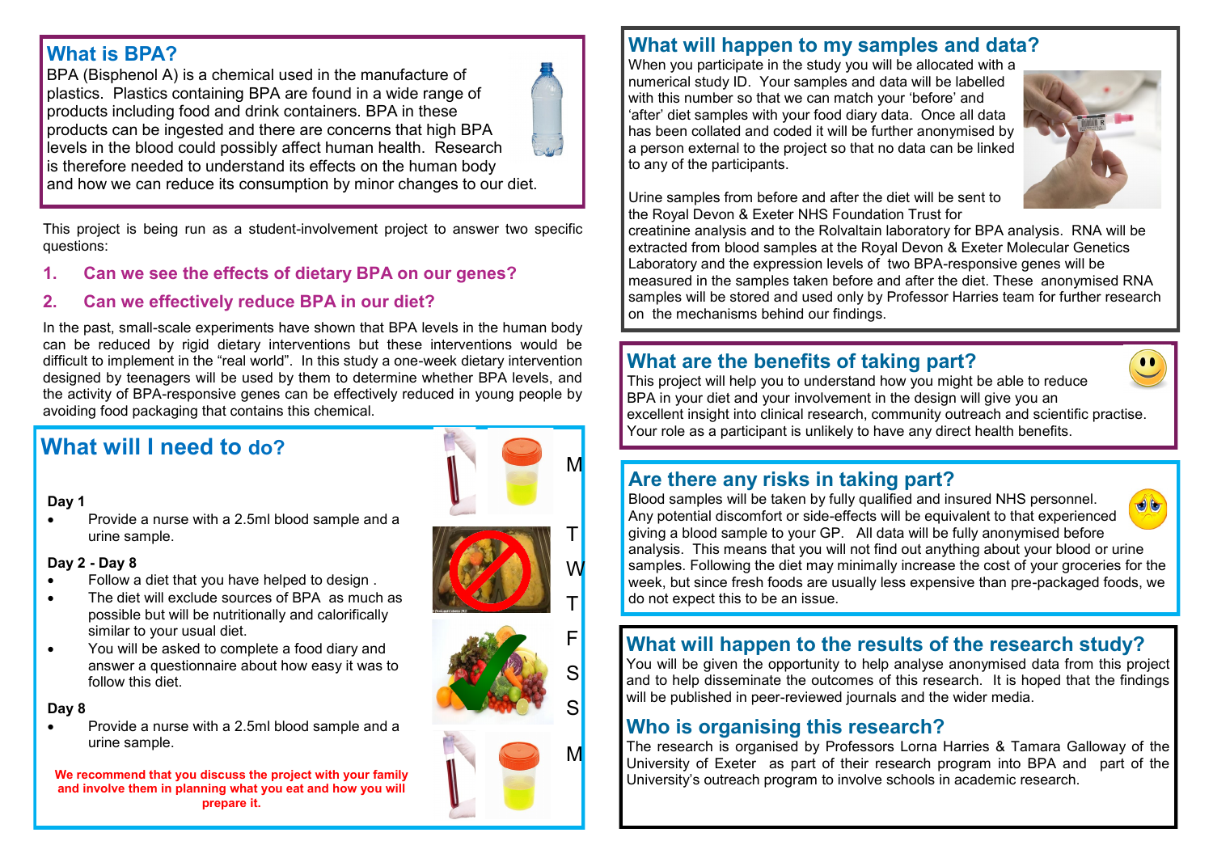## What is BPA?

BPA (Bisphenol A) is a chemical used in the manufacture of plastics. Plastics containing BPA are found in a wide range of products including food and drink containers. BPA in these products can be ingested and there are concerns that high BPA levels in the blood could possibly affect human health. Research is therefore needed to understand its effects on the human body and how we can reduce its consumption by minor changes to our diet.

This project is being run as a student-involvement project to answer two specific questions:

1. **Can we see the effects of dietary BPA on our genes?**
2. **Can we effectively reduce BPA in our diet?**

In the past, small-scale experiments have shown that BPA levels in the human body can be reduced by rigid dietary interventions but these interventions would be difficult to implement in the "real world". In this study a one-week dietary intervention designed by teenagers will be used by them to determine whether BPA levels, and the activity of BPA-responsive genes can be effectively reduced in young people by avoiding food packaging that contains this chemical.

## What will I need to do?

**Day 1**

- Provide a nurse with a 2.5ml blood sample and a urine sample.

**Day 2 - Day 8**

- Follow a diet that you have helped to design .
- The diet will exclude sources of BPA as much as possible but will be nutritionally and calorifically similar to your usual diet.
- You will be asked to complete a food diary and answer a questionnaire about how easy it was to follow this diet.

**Day 8**

- Provide a nurse with a 2.5ml blood sample and a urine sample.

**We recommend that you discuss the project with your family and involve them in planning what you eat and how you will prepare it.**

M
T
W
T
F
S
S
M

## What will happen to my samples and data?

When you participate in the study you will be allocated with a numerical study ID. Your samples and data will be labelled with this number so that we can match your 'before' and 'after' diet samples with your food diary data. Once all data has been collated and coded it will be further anonymised by a person external to the project so that no data can be linked to any of the participants.

Urine samples from before and after the diet will be sent to the Royal Devon & Exeter NHS Foundation Trust for creatinine analysis and to the Rolvaltain laboratory for BPA analysis. RNA will be extracted from blood samples at the Royal Devon & Exeter Molecular Genetics Laboratory and the expression levels of two BPA-responsive genes will be measured in the samples taken before and after the diet. These anonymised RNA samples will be stored and used only by Professor Harries team for further research on the mechanisms behind our findings.

## What are the benefits of taking part?

This project will help you to understand how you might be able to reduce BPA in your diet and your involvement in the design will give you an excellent insight into clinical research, community outreach and scientific practise. Your role as a participant is unlikely to have any direct health benefits.

## Are there any risks in taking part?

Blood samples will be taken by fully qualified and insured NHS personnel. Any potential discomfort or side-effects will be equivalent to that experienced giving a blood sample to your GP. All data will be fully anonymised before analysis. This means that you will not find out anything about your blood or urine samples. Following the diet may minimally increase the cost of your groceries for the week, but since fresh foods are usually less expensive than pre-packaged foods, we do not expect this to be an issue.

## What will happen to the results of the research study?

You will be given the opportunity to help analyse anonymised data from this project and to help disseminate the outcomes of this research. It is hoped that the findings will be published in peer-reviewed journals and the wider media.

## Who is organising this research?

The research is organised by Professors Lorna Harries & Tamara Galloway of the University of Exeter as part of their research program into BPA and part of the University's outreach program to involve schools in academic research.